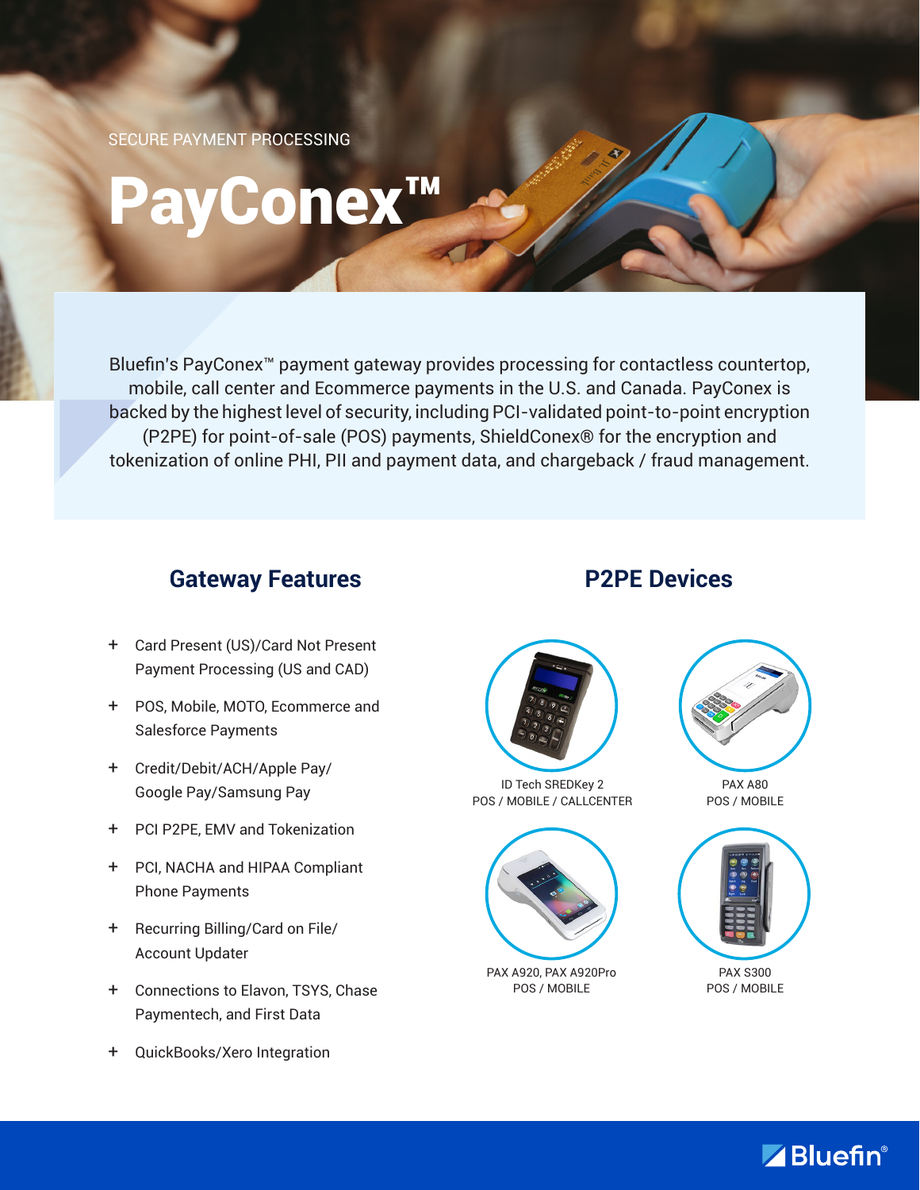SECURE PAYMENT PROCESSING

# PayConex™

Bluefin's PayConex™ payment gateway provides processing for contactless countertop, mobile, call center and Ecommerce payments in the U.S. and Canada. PayConex is backed by the highest level of security, including PCI-validated point-to-point encryption (P2PE) for point-of-sale (POS) payments, ShieldConex® for the encryption and tokenization of online PHI, PII and payment data, and chargeback / fraud management.

## Gateway Features

- Card Present (US)/Card Not Present Payment Processing (US and CAD)
- POS, Mobile, MOTO, Ecommerce and Salesforce Payments
- Credit/Debit/ACH/Apple Pay/ Google Pay/Samsung Pay
- PCI P2PE, EMV and Tokenization
- PCI, NACHA and HIPAA Compliant Phone Payments
- Recurring Billing/Card on File/ Account Updater
- Connections to Elavon, TSYS, Chase Paymentech, and First Data
- QuickBooks/Xero Integration

## P2PE Devices

ID Tech SREDKey 2
POS / MOBILE / CALLCENTER

PAX A80
POS / MOBILE

PAX A920, PAX A920Pro
POS / MOBILE

PAX S300
POS / MOBILE

Bluefin®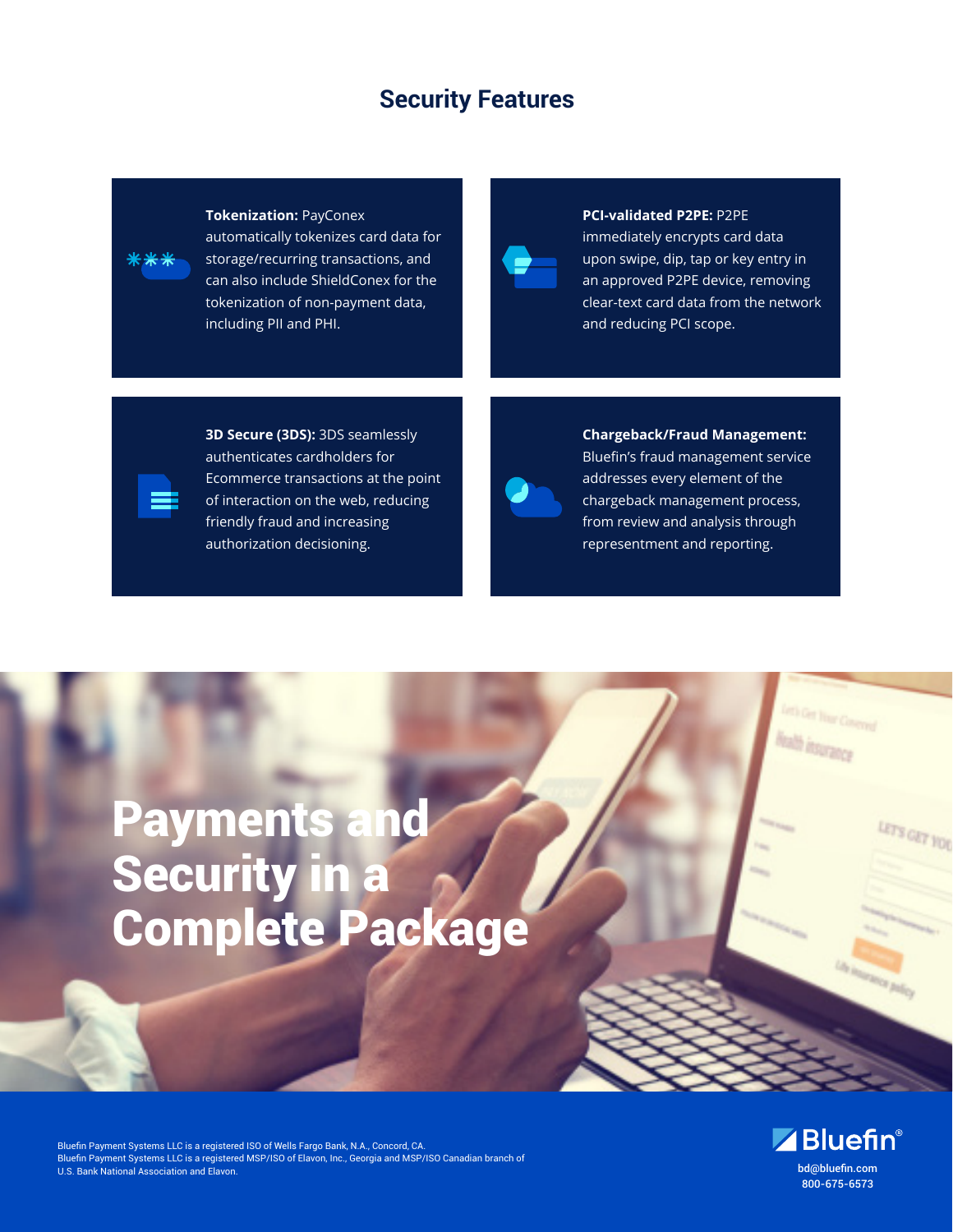## Security Features

**Tokenization:** PayConex automatically tokenizes card data for storage/recurring transactions, and can also include ShieldConex for the tokenization of non-payment data, including PII and PHI.

**PCI-validated P2PE:** P2PE immediately encrypts card data upon swipe, dip, tap or key entry in an approved P2PE device, removing clear-text card data from the network and reducing PCI scope.

**3D Secure (3DS):** 3DS seamlessly authenticates cardholders for Ecommerce transactions at the point of interaction on the web, reducing friendly fraud and increasing authorization decisioning.

**Chargeback/Fraud Management:** Bluefin's fraud management service addresses every element of the chargeback management process, from review and analysis through representment and reporting.

# Payments and Security in a Complete Package

Bluefin Payment Systems LLC is a registered ISO of Wells Fargo Bank, N.A., Concord, CA.
Bluefin Payment Systems LLC is a registered MSP/ISO of Elavon, Inc., Georgia and MSP/ISO Canadian branch of U.S. Bank National Association and Elavon.

Bluefin®
bd@bluefin.com
800-675-6573